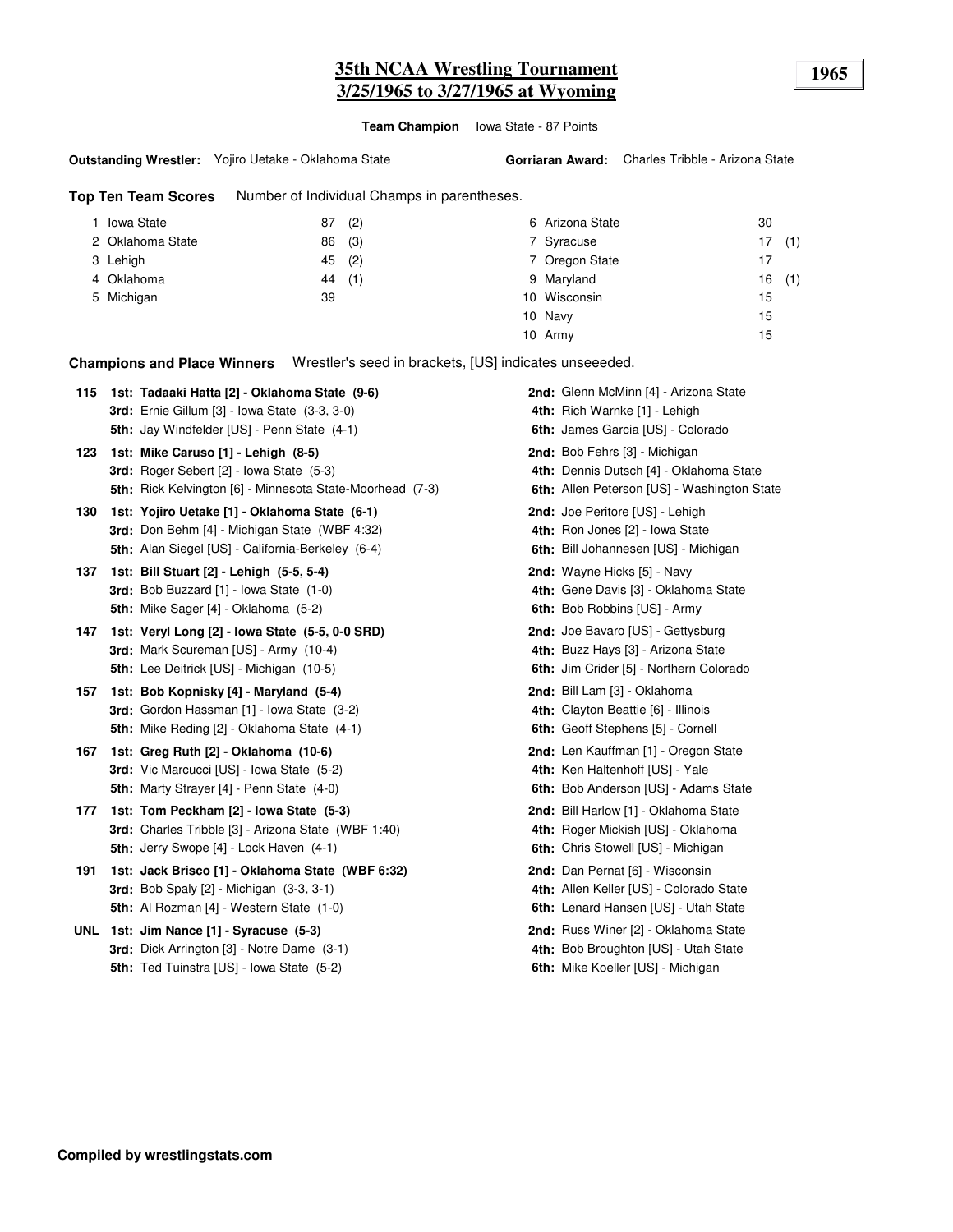# 35th NCAA Wrestling Tournament
## 3/25/1965 to 3/27/1965 at Wyoming

**1965**

**Team Champion** Iowa State - 87 Points

**Outstanding Wrestler:** Yojiro Uetake - Oklahoma State

**Gorriaran Award:** Charles Tribble - Arizona State

**Top Ten Team Scores** Number of Individual Champs in parentheses.

| Rank | Team | Points | Champs |
|---|---|---|---|
| 1 | Iowa State | 87 | (2) |
| 2 | Oklahoma State | 86 | (3) |
| 3 | Lehigh | 45 | (2) |
| 4 | Oklahoma | 44 | (1) |
| 5 | Michigan | 39 | |
| 6 | Arizona State | 30 | |
| 7 | Syracuse | 17 | (1) |
| 7 | Oregon State | 17 | |
| 9 | Maryland | 16 | (1) |
| 10 | Wisconsin | 15 | |
| 10 | Navy | 15 | |
| 10 | Army | 15 | |

**Champions and Place Winners** Wrestler's seed in brackets, [US] indicates unseeeded.

**115**
- **1st: Tadaaki Hatta [2] - Oklahoma State (9-6)**
- **2nd:** Glenn McMinn [4] - Arizona State
- **3rd:** Ernie Gillum [3] - Iowa State (3-3, 3-0)
- **4th:** Rich Warnke [1] - Lehigh
- **5th:** Jay Windfelder [US] - Penn State (4-1)
- **6th:** James Garcia [US] - Colorado

**123**
- **1st: Mike Caruso [1] - Lehigh (8-5)**
- **2nd:** Bob Fehrs [3] - Michigan
- **3rd:** Roger Sebert [2] - Iowa State (5-3)
- **4th:** Dennis Dutsch [4] - Oklahoma State
- **5th:** Rick Kelvington [6] - Minnesota State-Moorhead (7-3)
- **6th:** Allen Peterson [US] - Washington State

**130**
- **1st: Yojiro Uetake [1] - Oklahoma State (6-1)**
- **2nd:** Joe Peritore [US] - Lehigh
- **3rd:** Don Behm [4] - Michigan State (WBF 4:32)
- **4th:** Ron Jones [2] - Iowa State
- **5th:** Alan Siegel [US] - California-Berkeley (6-4)
- **6th:** Bill Johannesen [US] - Michigan

**137**
- **1st: Bill Stuart [2] - Lehigh (5-5, 5-4)**
- **2nd:** Wayne Hicks [5] - Navy
- **3rd:** Bob Buzzard [1] - Iowa State (1-0)
- **4th:** Gene Davis [3] - Oklahoma State
- **5th:** Mike Sager [4] - Oklahoma (5-2)
- **6th:** Bob Robbins [US] - Army

**147**
- **1st: Veryl Long [2] - Iowa State (5-5, 0-0 SRD)**
- **2nd:** Joe Bavaro [US] - Gettysburg
- **3rd:** Mark Scureman [US] - Army (10-4)
- **4th:** Buzz Hays [3] - Arizona State
- **5th:** Lee Deitrick [US] - Michigan (10-5)
- **6th:** Jim Crider [5] - Northern Colorado

**157**
- **1st: Bob Kopnisky [4] - Maryland (5-4)**
- **2nd:** Bill Lam [3] - Oklahoma
- **3rd:** Gordon Hassman [1] - Iowa State (3-2)
- **4th:** Clayton Beattie [6] - Illinois
- **5th:** Mike Reding [2] - Oklahoma State (4-1)
- **6th:** Geoff Stephens [5] - Cornell

**167**
- **1st: Greg Ruth [2] - Oklahoma (10-6)**
- **2nd:** Len Kauffman [1] - Oregon State
- **3rd:** Vic Marcucci [US] - Iowa State (5-2)
- **4th:** Ken Haltenhoff [US] - Yale
- **5th:** Marty Strayer [4] - Penn State (4-0)
- **6th:** Bob Anderson [US] - Adams State

**177**
- **1st: Tom Peckham [2] - Iowa State (5-3)**
- **2nd:** Bill Harlow [1] - Oklahoma State
- **3rd:** Charles Tribble [3] - Arizona State (WBF 1:40)
- **4th:** Roger Mickish [US] - Oklahoma
- **5th:** Jerry Swope [4] - Lock Haven (4-1)
- **6th:** Chris Stowell [US] - Michigan

**191**
- **1st: Jack Brisco [1] - Oklahoma State (WBF 6:32)**
- **2nd:** Dan Pernat [6] - Wisconsin
- **3rd:** Bob Spaly [2] - Michigan (3-3, 3-1)
- **4th:** Allen Keller [US] - Colorado State
- **5th:** Al Rozman [4] - Western State (1-0)
- **6th:** Lenard Hansen [US] - Utah State

**UNL**
- **1st: Jim Nance [1] - Syracuse (5-3)**
- **2nd:** Russ Winer [2] - Oklahoma State
- **3rd:** Dick Arrington [3] - Notre Dame (3-1)
- **4th:** Bob Broughton [US] - Utah State
- **5th:** Ted Tuinstra [US] - Iowa State (5-2)
- **6th:** Mike Koeller [US] - Michigan

**Compiled by wrestlingstats.com**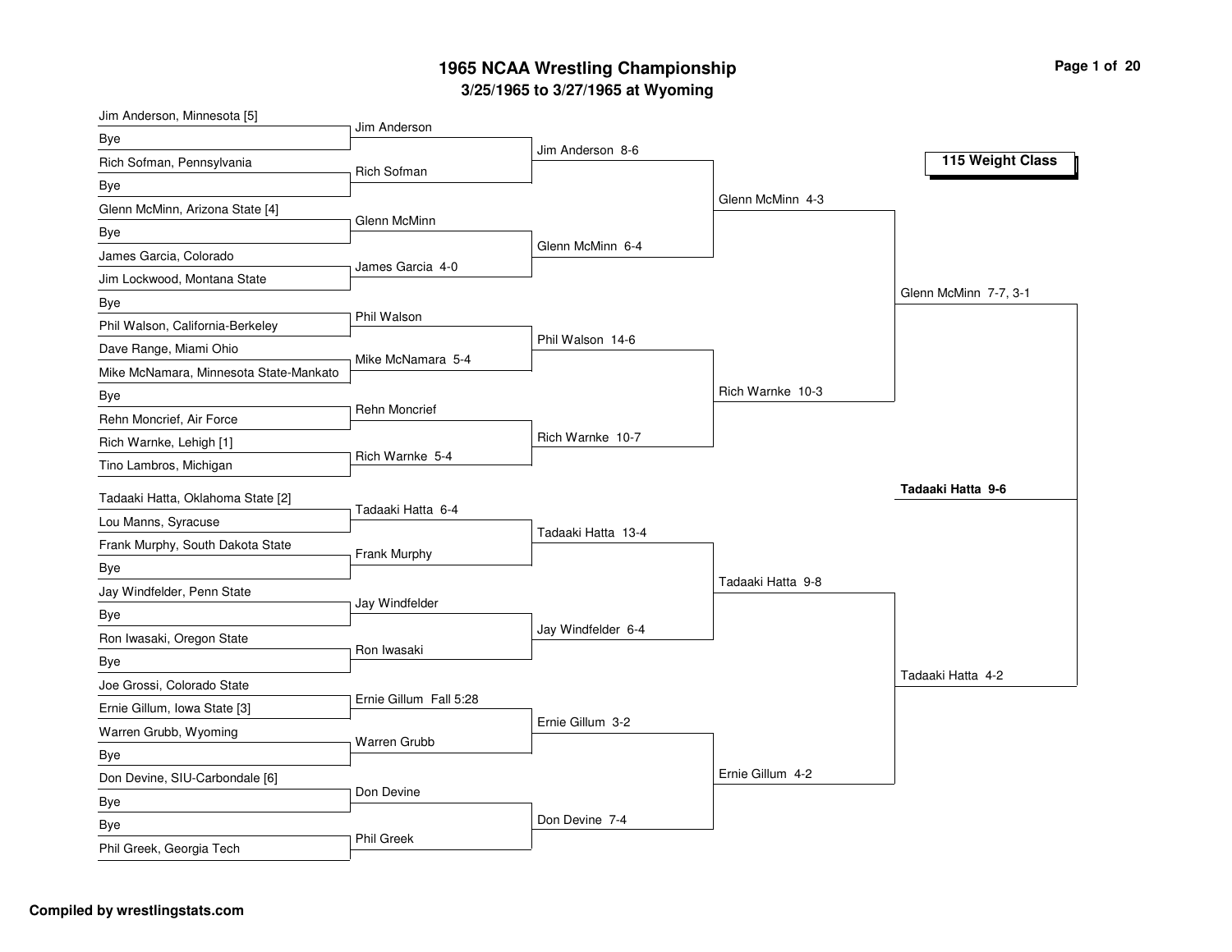# 1965 NCAA Wrestling Championship

## 3/25/1965 to 3/27/1965 at Wyoming

### 115 Weight Class

**First Round**

- Jim Anderson, Minnesota [5] vs Bye — Jim Anderson
- Rich Sofman, Pennsylvania vs Bye — Rich Sofman
- Glenn McMinn, Arizona State [4] vs Bye — Glenn McMinn
- James Garcia, Colorado vs Jim Lockwood, Montana State — James Garcia 4-0
- Bye vs Phil Walson, California-Berkeley — Phil Walson
- Dave Range, Miami Ohio vs Mike McNamara, Minnesota State-Mankato — Mike McNamara 5-4
- Bye vs Rehn Moncrief, Air Force — Rehn Moncrief
- Rich Warnke, Lehigh [1] vs Tino Lambros, Michigan — Rich Warnke 5-4
- Tadaaki Hatta, Oklahoma State [2] vs Lou Manns, Syracuse — Tadaaki Hatta 6-4
- Frank Murphy, South Dakota State vs Bye — Frank Murphy
- Jay Windfelder, Penn State vs Bye — Jay Windfelder
- Ron Iwasaki, Oregon State vs Bye — Ron Iwasaki
- Joe Grossi, Colorado State vs Ernie Gillum, Iowa State [3] — Ernie Gillum Fall 5:28
- Warren Grubb, Wyoming vs Bye — Warren Grubb
- Don Devine, SIU-Carbondale [6] vs Bye — Don Devine
- Bye vs Phil Greek, Georgia Tech — Phil Greek

**Second Round**

- Jim Anderson 8-6
- Glenn McMinn 6-4
- Phil Walson 14-6
- Rich Warnke 10-7
- Tadaaki Hatta 13-4
- Jay Windfelder 6-4
- Ernie Gillum 3-2
- Don Devine 7-4

**Quarterfinals**

- Glenn McMinn 4-3
- Rich Warnke 10-3
- Tadaaki Hatta 9-8
- Ernie Gillum 4-2

**Semifinals**

- Glenn McMinn 7-7, 3-1
- Tadaaki Hatta 4-2

**Final**

- **Tadaaki Hatta 9-6**

**Compiled by wrestlingstats.com**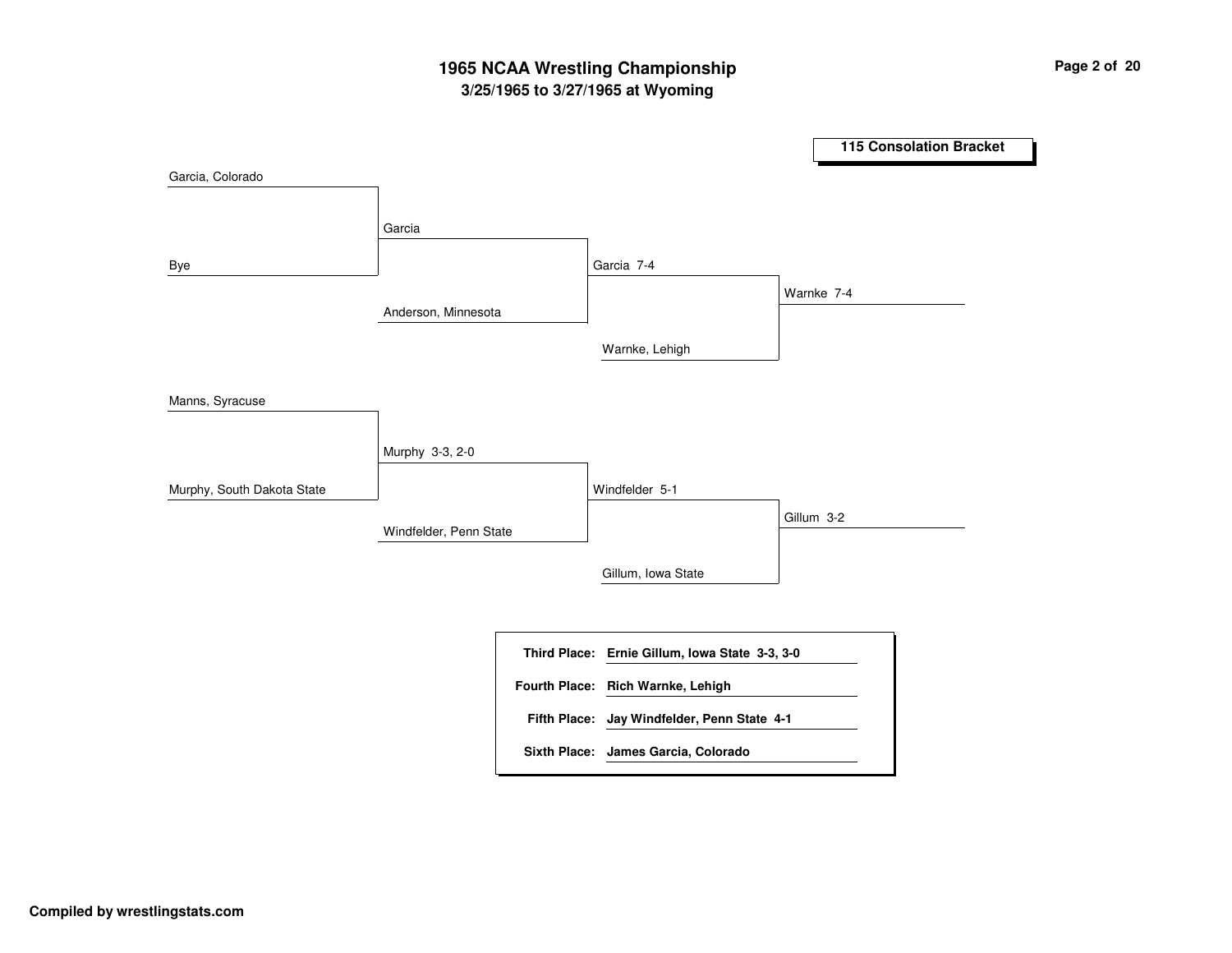# 1965 NCAA Wrestling Championship

## 3/25/1965 to 3/27/1965 at Wyoming

### 115 Consolation Bracket

**Round 1**

- Garcia, Colorado vs. Bye — Garcia
- Manns, Syracuse vs. Murphy, South Dakota State — Murphy 3-3, 2-0

**Round 2**

- Garcia vs. Anderson, Minnesota — Garcia 7-4
- Murphy vs. Windfelder, Penn State — Windfelder 5-1

**Round 3**

- Garcia vs. Warnke, Lehigh — Warnke 7-4
- Windfelder vs. Gillum, Iowa State — Gillum 3-2

| | |
|---|---|
| **Third Place:** | **Ernie Gillum, Iowa State 3-3, 3-0** |
| **Fourth Place:** | **Rich Warnke, Lehigh** |
| **Fifth Place:** | **Jay Windfelder, Penn State 4-1** |
| **Sixth Place:** | **James Garcia, Colorado** |

**Compiled by wrestlingstats.com**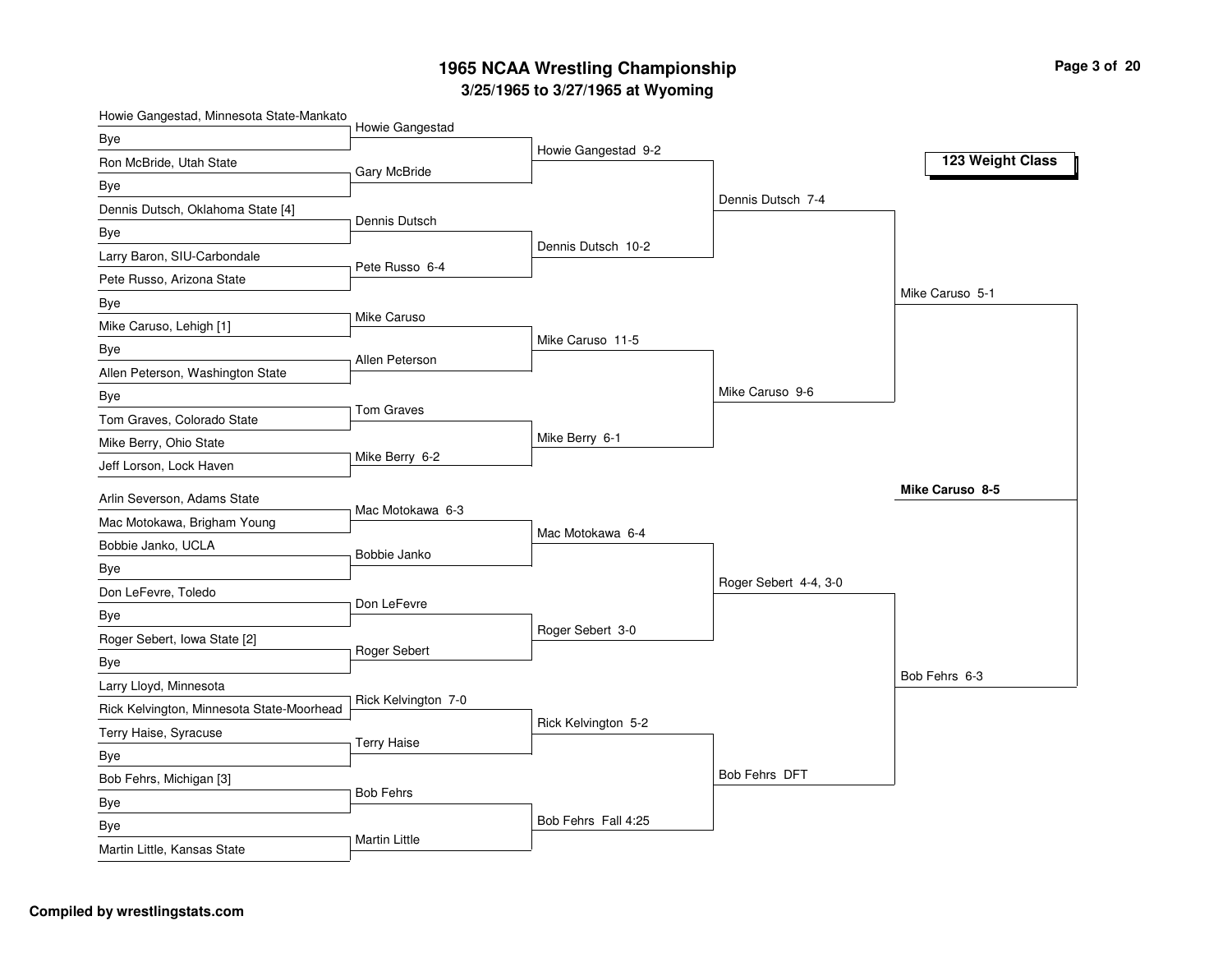# 1965 NCAA Wrestling Championship

## 3/25/1965 to 3/27/1965 at Wyoming

### 123 Weight Class

**First Round**

- Howie Gangestad, Minnesota State-Mankato vs Bye — Howie Gangestad
- Ron McBride, Utah State vs Bye — Gary McBride
- Dennis Dutsch, Oklahoma State [4] vs Bye — Dennis Dutsch
- Larry Baron, SIU-Carbondale vs Pete Russo, Arizona State — Pete Russo 6-4
- Bye vs Mike Caruso, Lehigh [1] — Mike Caruso
- Bye vs Allen Peterson, Washington State — Allen Peterson
- Bye vs Tom Graves, Colorado State — Tom Graves
- Mike Berry, Ohio State vs Jeff Lorson, Lock Haven — Mike Berry 6-2
- Arlin Severson, Adams State vs Mac Motokawa, Brigham Young — Mac Motokawa 6-3
- Bobbie Janko, UCLA vs Bye — Bobbie Janko
- Don LeFevre, Toledo vs Bye — Don LeFevre
- Roger Sebert, Iowa State [2] vs Bye — Roger Sebert
- Larry Lloyd, Minnesota vs Rick Kelvington, Minnesota State-Moorhead — Rick Kelvington 7-0
- Terry Haise, Syracuse vs Bye — Terry Haise
- Bob Fehrs, Michigan [3] vs Bye — Bob Fehrs
- Bye vs Martin Little, Kansas State — Martin Little

**Second Round**

- Howie Gangestad 9-2
- Dennis Dutsch 10-2
- Mike Caruso 11-5
- Mike Berry 6-1
- Mac Motokawa 6-4
- Roger Sebert 3-0
- Rick Kelvington 5-2
- Bob Fehrs Fall 4:25

**Quarterfinals**

- Dennis Dutsch 7-4
- Mike Caruso 9-6
- Roger Sebert 4-4, 3-0
- Bob Fehrs DFT

**Semifinals**

- Mike Caruso 5-1
- Bob Fehrs 6-3

**Champion**

**Mike Caruso 8-5**

Compiled by wrestlingstats.com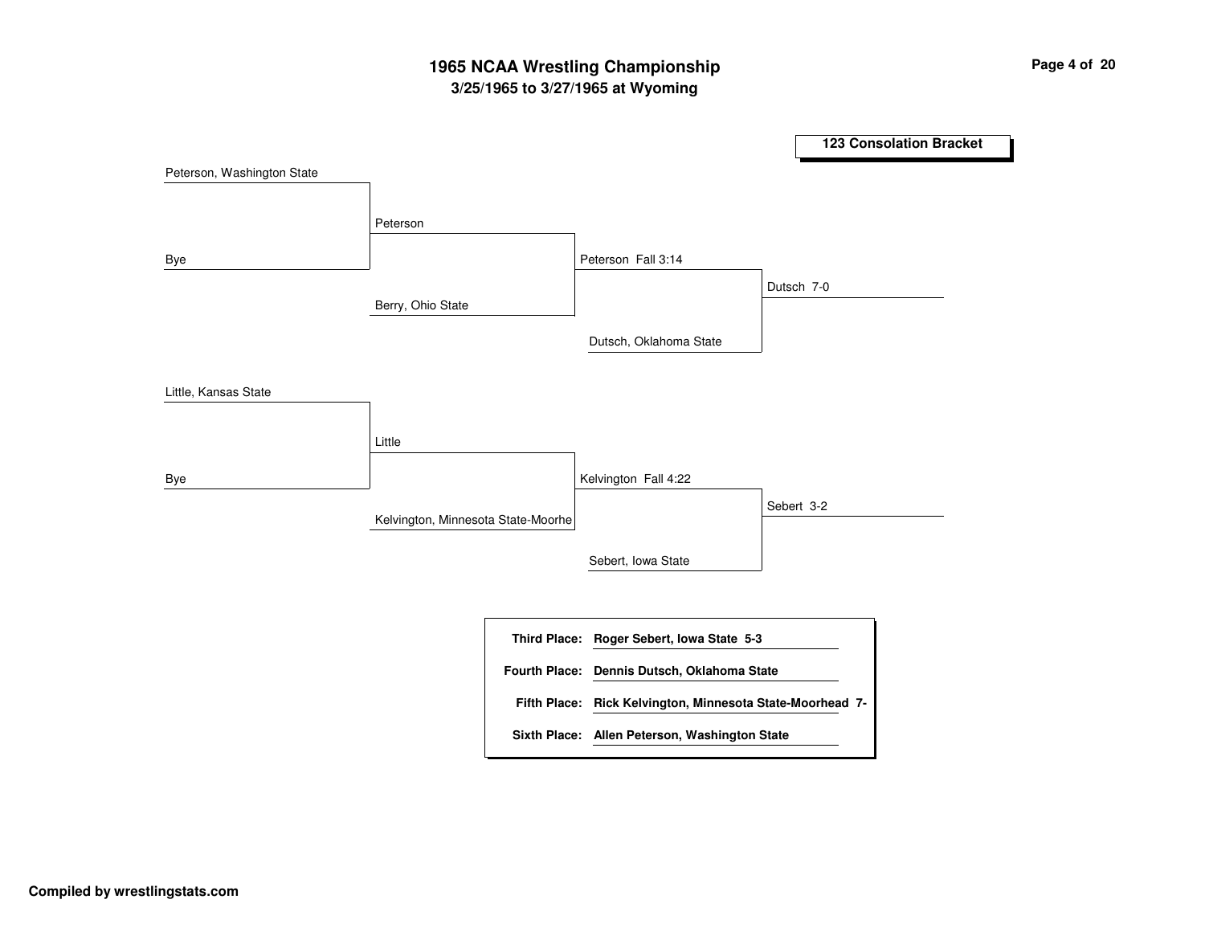# 1965 NCAA Wrestling Championship

### 3/25/1965 to 3/27/1965 at Wyoming

**123 Consolation Bracket**

| Round 1 | Round 2 | Round 3 | Final |
|---|---|---|---|
| Peterson, Washington State | Peterson | Peterson Fall 3:14 | Dutsch 7-0 |
| Bye | Berry, Ohio State | Dutsch, Oklahoma State | |
| Little, Kansas State | Little | Kelvington Fall 4:22 | Sebert 3-2 |
| Bye | Kelvington, Minnesota State-Moorhe | Sebert, Iowa State | |

**Third Place:** **Roger Sebert, Iowa State 5-3**

**Fourth Place:** **Dennis Dutsch, Oklahoma State**

**Fifth Place:** **Rick Kelvington, Minnesota State-Moorhead 7-**

**Sixth Place:** **Allen Peterson, Washington State**

**Compiled by wrestlingstats.com**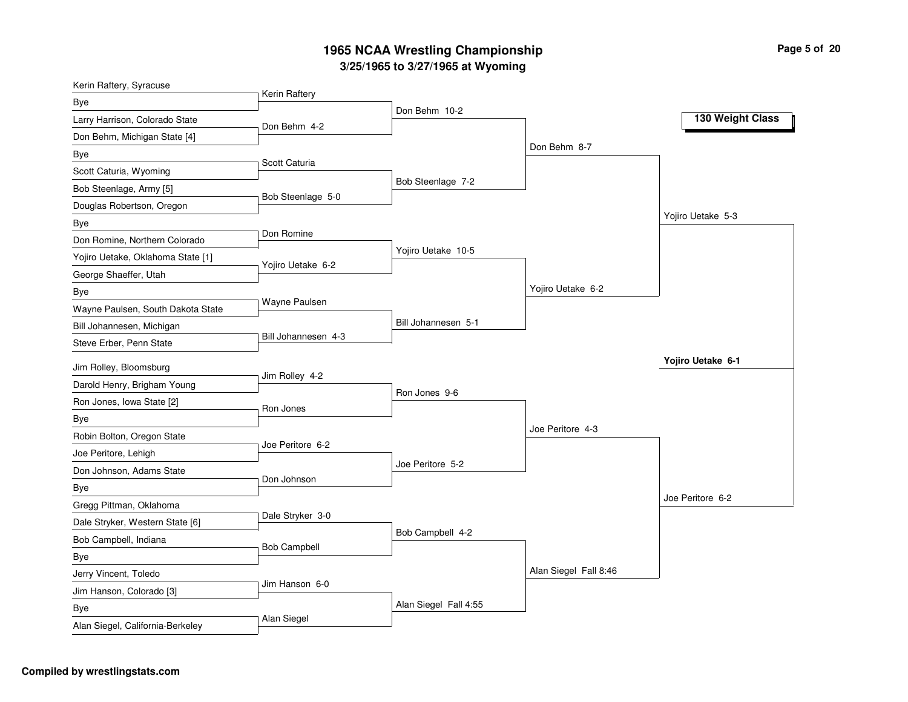# 1965 NCAA Wrestling Championship

## 3/25/1965 to 3/27/1965 at Wyoming

**130 Weight Class**

### First Round

- Kerin Raftery, Syracuse vs Bye — Kerin Raftery
- Larry Harrison, Colorado State vs Don Behm, Michigan State [4] — Don Behm 4-2
- Bye vs Scott Caturia, Wyoming — Scott Caturia
- Bob Steenlage, Army [5] vs Douglas Robertson, Oregon — Bob Steenlage 5-0
- Bye vs Don Romine, Northern Colorado — Don Romine
- Yojiro Uetake, Oklahoma State [1] vs George Shaeffer, Utah — Yojiro Uetake 6-2
- Bye vs Wayne Paulsen, South Dakota State — Wayne Paulsen
- Bill Johannesen, Michigan vs Steve Erber, Penn State — Bill Johannesen 4-3
- Jim Rolley, Bloomsburg vs Darold Henry, Brigham Young — Jim Rolley 4-2
- Ron Jones, Iowa State [2] vs Bye — Ron Jones
- Robin Bolton, Oregon State vs Joe Peritore, Lehigh — Joe Peritore 6-2
- Don Johnson, Adams State vs Bye — Don Johnson
- Gregg Pittman, Oklahoma vs Dale Stryker, Western State [6] — Dale Stryker 3-0
- Bob Campbell, Indiana vs Bye — Bob Campbell
- Jerry Vincent, Toledo vs Jim Hanson, Colorado [3] — Jim Hanson 6-0
- Bye vs Alan Siegel, California-Berkeley — Alan Siegel

### Second Round

- Don Behm 10-2
- Bob Steenlage 7-2
- Yojiro Uetake 10-5
- Bill Johannesen 5-1
- Ron Jones 9-6
- Joe Peritore 5-2
- Bob Campbell 4-2
- Alan Siegel Fall 4:55

### Quarterfinals

- Don Behm 8-7
- Yojiro Uetake 6-2
- Joe Peritore 4-3
- Alan Siegel Fall 8:46

### Semifinals

- Yojiro Uetake 5-3
- Joe Peritore 6-2

### Final

**Yojiro Uetake 6-1**

**Compiled by wrestlingstats.com**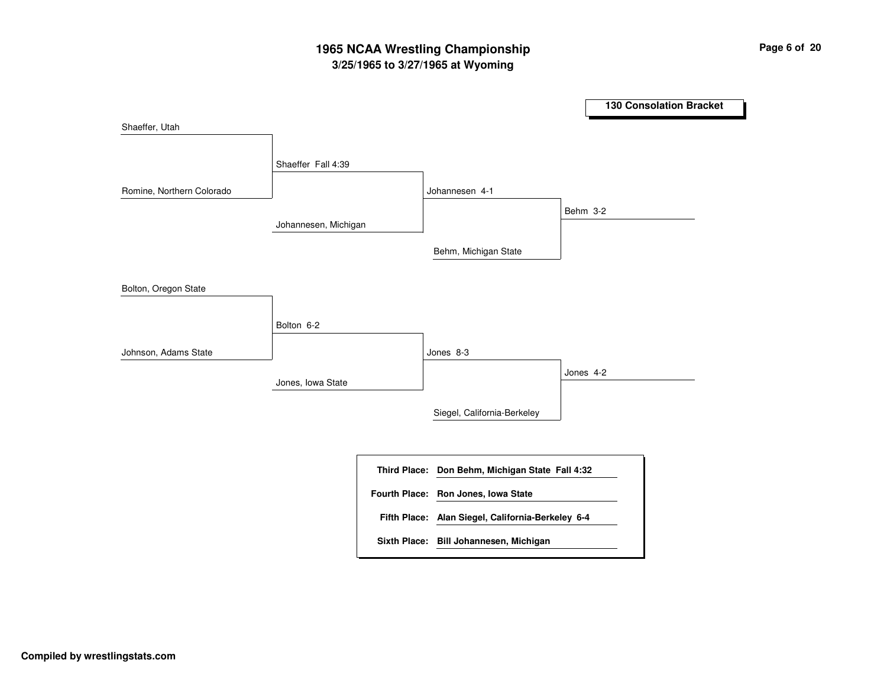# 1965 NCAA Wrestling Championship

## 3/25/1965 to 3/27/1965 at Wyoming

### 130 Consolation Bracket

**First round:**
- Shaeffer, Utah vs. Romine, Northern Colorado — Shaeffer Fall 4:39
- Bolton, Oregon State vs. Johnson, Adams State — Bolton 6-2

**Second round:**
- Shaeffer vs. Johannesen, Michigan — Johannesen 4-1
- Bolton vs. Jones, Iowa State — Jones 8-3

**Third round:**
- Johannesen vs. Behm, Michigan State — Behm 3-2
- Jones vs. Siegel, California-Berkeley — Jones 4-2

| | |
|---|---|
| **Third Place:** | **Don Behm, Michigan State Fall 4:32** |
| **Fourth Place:** | **Ron Jones, Iowa State** |
| **Fifth Place:** | **Alan Siegel, California-Berkeley 6-4** |
| **Sixth Place:** | **Bill Johannesen, Michigan** |

**Compiled by wrestlingstats.com**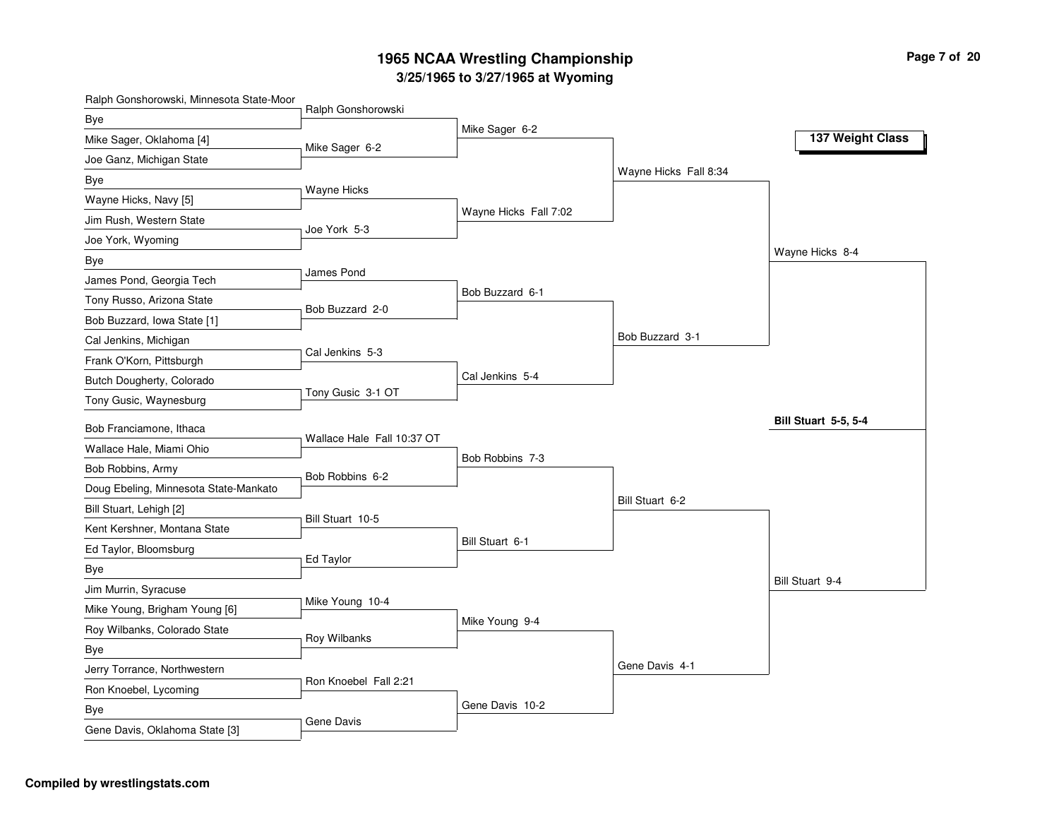# 1965 NCAA Wrestling Championship

## 3/25/1965 to 3/27/1965 at Wyoming

### 137 Weight Class

**First Round**

- Ralph Gonshorowski, Minnesota State-Moor vs. Bye — Ralph Gonshorowski
- Mike Sager, Oklahoma [4] vs. Joe Ganz, Michigan State — Mike Sager 6-2
- Bye vs. Wayne Hicks, Navy [5] — Wayne Hicks
- Jim Rush, Western State vs. Joe York, Wyoming — Joe York 5-3
- Bye vs. James Pond, Georgia Tech — James Pond
- Tony Russo, Arizona State vs. Bob Buzzard, Iowa State [1] — Bob Buzzard 2-0
- Cal Jenkins, Michigan vs. Frank O'Korn, Pittsburgh — Cal Jenkins 5-3
- Butch Dougherty, Colorado vs. Tony Gusic, Waynesburg — Tony Gusic 3-1 OT
- Bob Franciamone, Ithaca vs. Wallace Hale, Miami Ohio — Wallace Hale Fall 10:37 OT
- Bob Robbins, Army vs. Doug Ebeling, Minnesota State-Mankato — Bob Robbins 6-2
- Bill Stuart, Lehigh [2] vs. Kent Kershner, Montana State — Bill Stuart 10-5
- Ed Taylor, Bloomsburg vs. Bye — Ed Taylor
- Jim Murrin, Syracuse vs. Mike Young, Brigham Young [6] — Mike Young 10-4
- Roy Wilbanks, Colorado State vs. Bye — Roy Wilbanks
- Jerry Torrance, Northwestern vs. Ron Knoebel, Lycoming — Ron Knoebel Fall 2:21
- Bye vs. Gene Davis, Oklahoma State [3] — Gene Davis

**Second Round**

- Mike Sager 6-2
- Wayne Hicks Fall 7:02
- Bob Buzzard 6-1
- Cal Jenkins 5-4
- Bob Robbins 7-3
- Bill Stuart 6-1
- Mike Young 9-4
- Gene Davis 10-2

**Quarterfinals**

- Wayne Hicks Fall 8:34
- Bob Buzzard 3-1
- Bill Stuart 6-2
- Gene Davis 4-1

**Semifinals**

- Wayne Hicks 8-4
- Bill Stuart 9-4

**Final**

- **Bill Stuart 5-5, 5-4**

Compiled by wrestlingstats.com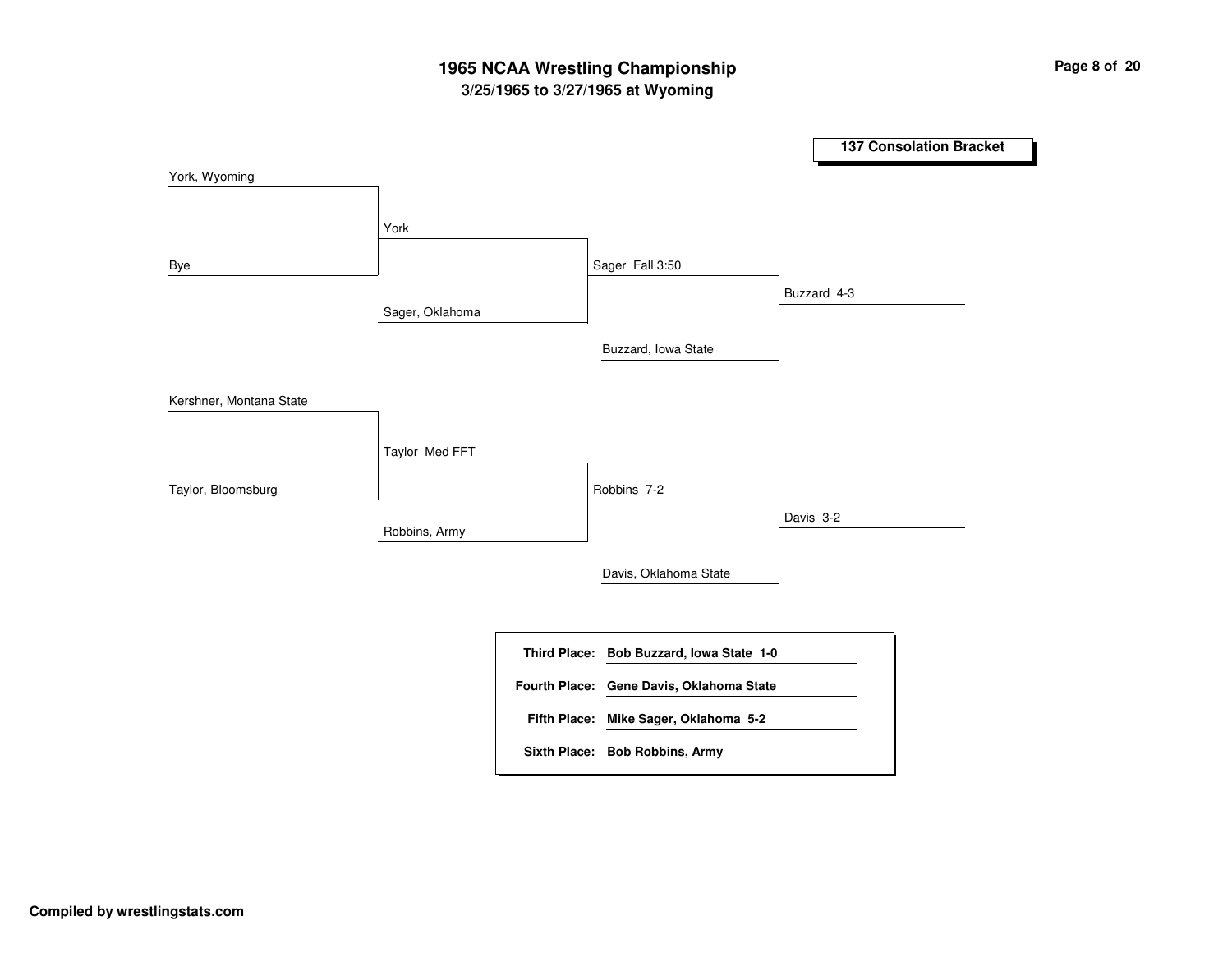# 1965 NCAA Wrestling Championship

## 3/25/1965 to 3/27/1965 at Wyoming

### 137 Consolation Bracket

**Round 1**
- York, Wyoming vs. Bye — York
- Kershner, Montana State vs. Taylor, Bloomsburg — Taylor Med FFT

**Round 2**
- York vs. Sager, Oklahoma — Sager Fall 3:50
- Taylor vs. Robbins, Army — Robbins 7-2

**Round 3**
- Sager vs. Buzzard, Iowa State — Buzzard 4-3
- Robbins vs. Davis, Oklahoma State — Davis 3-2

| Place | Wrestler |
| --- | --- |
| **Third Place:** | **Bob Buzzard, Iowa State 1-0** |
| **Fourth Place:** | **Gene Davis, Oklahoma State** |
| **Fifth Place:** | **Mike Sager, Oklahoma 5-2** |
| **Sixth Place:** | **Bob Robbins, Army** |

**Compiled by wrestlingstats.com**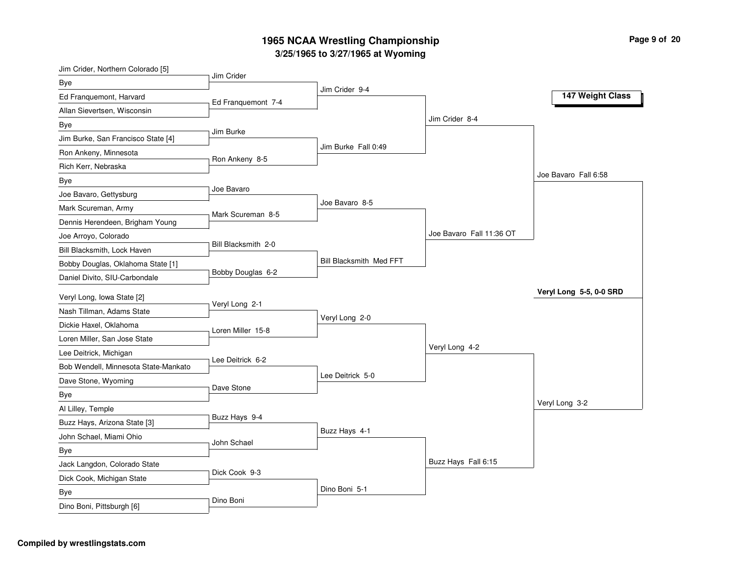# 1965 NCAA Wrestling Championship

## 3/25/1965 to 3/27/1965 at Wyoming

### 147 Weight Class

**First Round**

- Jim Crider, Northern Colorado [5] vs Bye — Jim Crider
- Ed Franquemont, Harvard vs Allan Sievertsen, Wisconsin — Ed Franquemont 7-4
- Bye vs Jim Burke, San Francisco State [4] — Jim Burke
- Ron Ankeny, Minnesota vs Rich Kerr, Nebraska — Ron Ankeny 8-5
- Bye vs Joe Bavaro, Gettysburg — Joe Bavaro
- Mark Scureman, Army vs Dennis Herendeen, Brigham Young — Mark Scureman 8-5
- Joe Arroyo, Colorado vs Bill Blacksmith, Lock Haven — Bill Blacksmith 2-0
- Bobby Douglas, Oklahoma State [1] vs Daniel Divito, SIU-Carbondale — Bobby Douglas 6-2
- Veryl Long, Iowa State [2] vs Nash Tillman, Adams State — Veryl Long 2-1
- Dickie Haxel, Oklahoma vs Loren Miller, San Jose State — Loren Miller 15-8
- Lee Deitrick, Michigan vs Bob Wendell, Minnesota State-Mankato — Lee Deitrick 6-2
- Dave Stone, Wyoming vs Bye — Dave Stone
- Al Lilley, Temple vs Buzz Hays, Arizona State [3] — Buzz Hays 9-4
- John Schael, Miami Ohio vs Bye — John Schael
- Jack Langdon, Colorado State vs Dick Cook, Michigan State — Dick Cook 9-3
- Bye vs Dino Boni, Pittsburgh [6] — Dino Boni

**Second Round**

- Jim Crider 9-4
- Jim Burke Fall 0:49
- Joe Bavaro 8-5
- Bill Blacksmith Med FFT
- Veryl Long 2-0
- Lee Deitrick 5-0
- Buzz Hays 4-1
- Dino Boni 5-1

**Quarterfinals**

- Jim Crider 8-4
- Joe Bavaro Fall 11:36 OT
- Veryl Long 4-2
- Buzz Hays Fall 6:15

**Semifinals**

- Joe Bavaro Fall 6:58
- Veryl Long 3-2

**Final**

- **Veryl Long 5-5, 0-0 SRD**

Compiled by wrestlingstats.com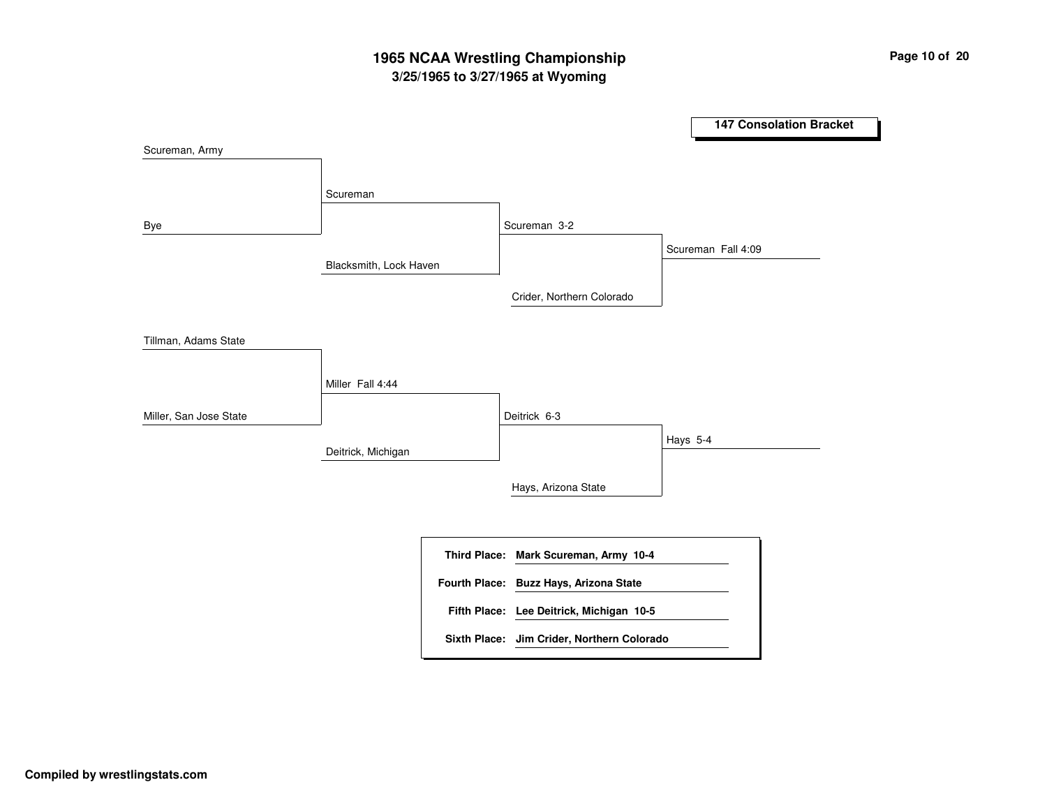# 1965 NCAA Wrestling Championship

## 3/25/1965 to 3/27/1965 at Wyoming

**147 Consolation Bracket**

| Round 1 | Round 2 | Semifinal | Final |
|---|---|---|---|
| Scureman, Army | Scureman | Scureman 3-2 | Scureman Fall 4:09 |
| Bye | Blacksmith, Lock Haven | Crider, Northern Colorado | |
| Tillman, Adams State | Miller Fall 4:44 | Deitrick 6-3 | Hays 5-4 |
| Miller, San Jose State | Deitrick, Michigan | Hays, Arizona State | |

**Third Place:** Mark Scureman, Army 10-4

**Fourth Place:** Buzz Hays, Arizona State

**Fifth Place:** Lee Deitrick, Michigan 10-5

**Sixth Place:** Jim Crider, Northern Colorado

**Compiled by wrestlingstats.com**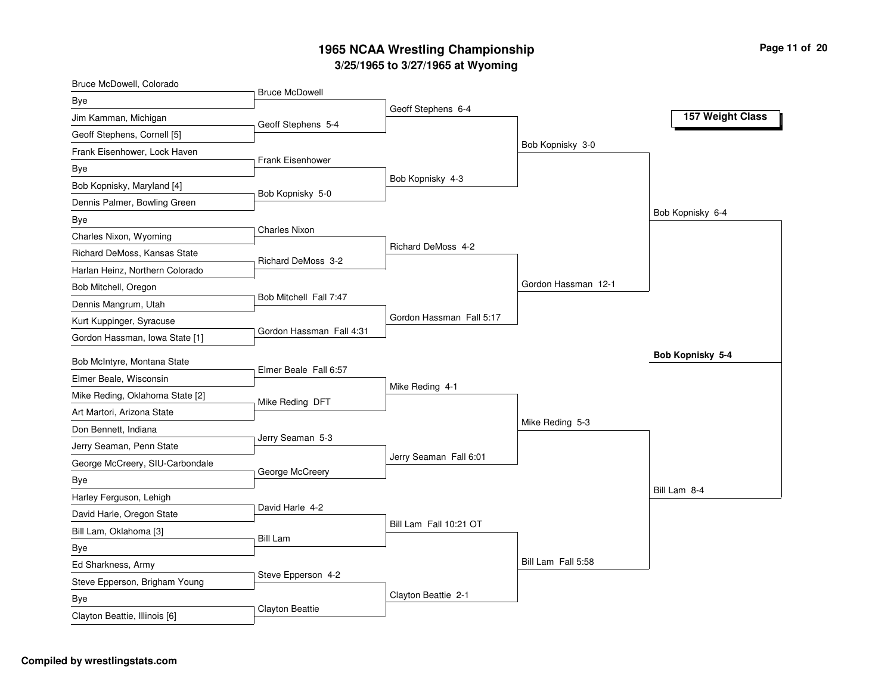# 1965 NCAA Wrestling Championship

## 3/25/1965 to 3/27/1965 at Wyoming

### 157 Weight Class

**First Round**

- Bruce McDowell, Colorado vs Bye — Bruce McDowell
- Jim Kamman, Michigan vs Geoff Stephens, Cornell [5] — Geoff Stephens 5-4
- Frank Eisenhower, Lock Haven vs Bye — Frank Eisenhower
- Bob Kopnisky, Maryland [4] vs Dennis Palmer, Bowling Green — Bob Kopnisky 5-0
- Bye vs Charles Nixon, Wyoming — Charles Nixon
- Richard DeMoss, Kansas State vs Harlan Heinz, Northern Colorado — Richard DeMoss 3-2
- Bob Mitchell, Oregon vs Dennis Mangrum, Utah — Bob Mitchell Fall 7:47
- Kurt Kuppinger, Syracuse vs Gordon Hassman, Iowa State [1] — Gordon Hassman Fall 4:31
- Bob McIntyre, Montana State vs Elmer Beale, Wisconsin — Elmer Beale Fall 6:57
- Mike Reding, Oklahoma State [2] vs Art Martori, Arizona State — Mike Reding DFT
- Don Bennett, Indiana vs Jerry Seaman, Penn State — Jerry Seaman 5-3
- George McCreery, SIU-Carbondale vs Bye — George McCreery
- Harley Ferguson, Lehigh vs David Harle, Oregon State — David Harle 4-2
- Bill Lam, Oklahoma [3] vs Bye — Bill Lam
- Ed Sharkness, Army vs Steve Epperson, Brigham Young — Steve Epperson 4-2
- Bye vs Clayton Beattie, Illinois [6] — Clayton Beattie

**Second Round**

- Geoff Stephens 6-4
- Bob Kopnisky 4-3
- Richard DeMoss 4-2
- Gordon Hassman Fall 5:17
- Mike Reding 4-1
- Jerry Seaman Fall 6:01
- Bill Lam Fall 10:21 OT
- Clayton Beattie 2-1

**Quarterfinals**

- Bob Kopnisky 3-0
- Gordon Hassman 12-1
- Mike Reding 5-3
- Bill Lam Fall 5:58

**Semifinals**

- Bob Kopnisky 6-4
- Bill Lam 8-4

**Champion**

**Bob Kopnisky 5-4**

**Compiled by wrestlingstats.com**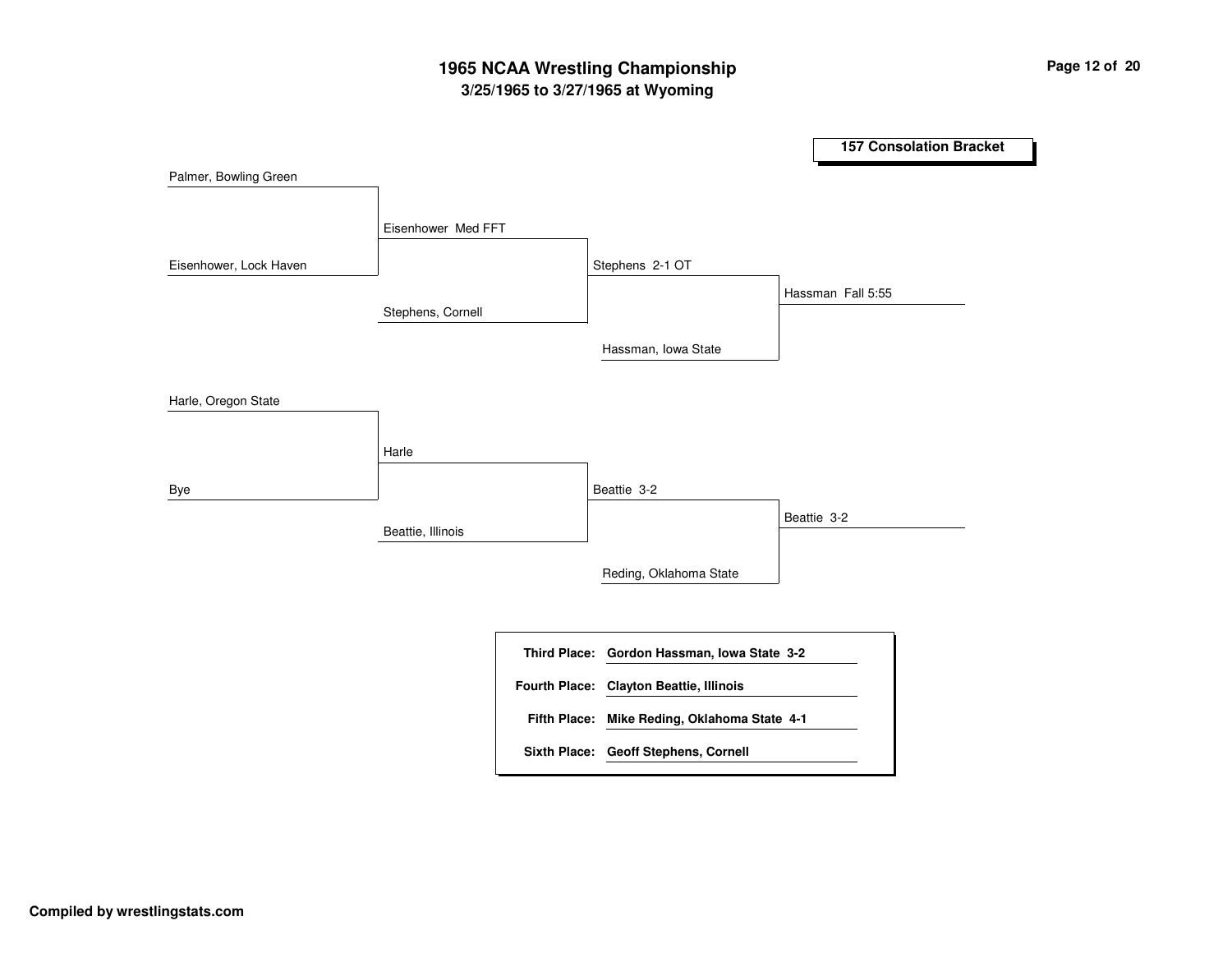# 1965 NCAA Wrestling Championship

## 3/25/1965 to 3/27/1965 at Wyoming

### 157 Consolation Bracket

**Round 1**

- Palmer, Bowling Green
- Eisenhower, Lock Haven

Winner: Eisenhower Med FFT

- Harle, Oregon State
- Bye

Winner: Harle

**Round 2**

- Eisenhower Med FFT
- Stephens, Cornell

Winner: Stephens 2-1 OT

- Harle
- Beattie, Illinois

Winner: Beattie 3-2

**Round 3**

- Stephens 2-1 OT
- Hassman, Iowa State

Winner: Hassman Fall 5:55

- Beattie 3-2
- Reding, Oklahoma State

Winner: Beattie 3-2

| | |
|---|---|
| **Third Place:** | **Gordon Hassman, Iowa State 3-2** |
| **Fourth Place:** | **Clayton Beattie, Illinois** |
| **Fifth Place:** | **Mike Reding, Oklahoma State 4-1** |
| **Sixth Place:** | **Geoff Stephens, Cornell** |

**Compiled by wrestlingstats.com**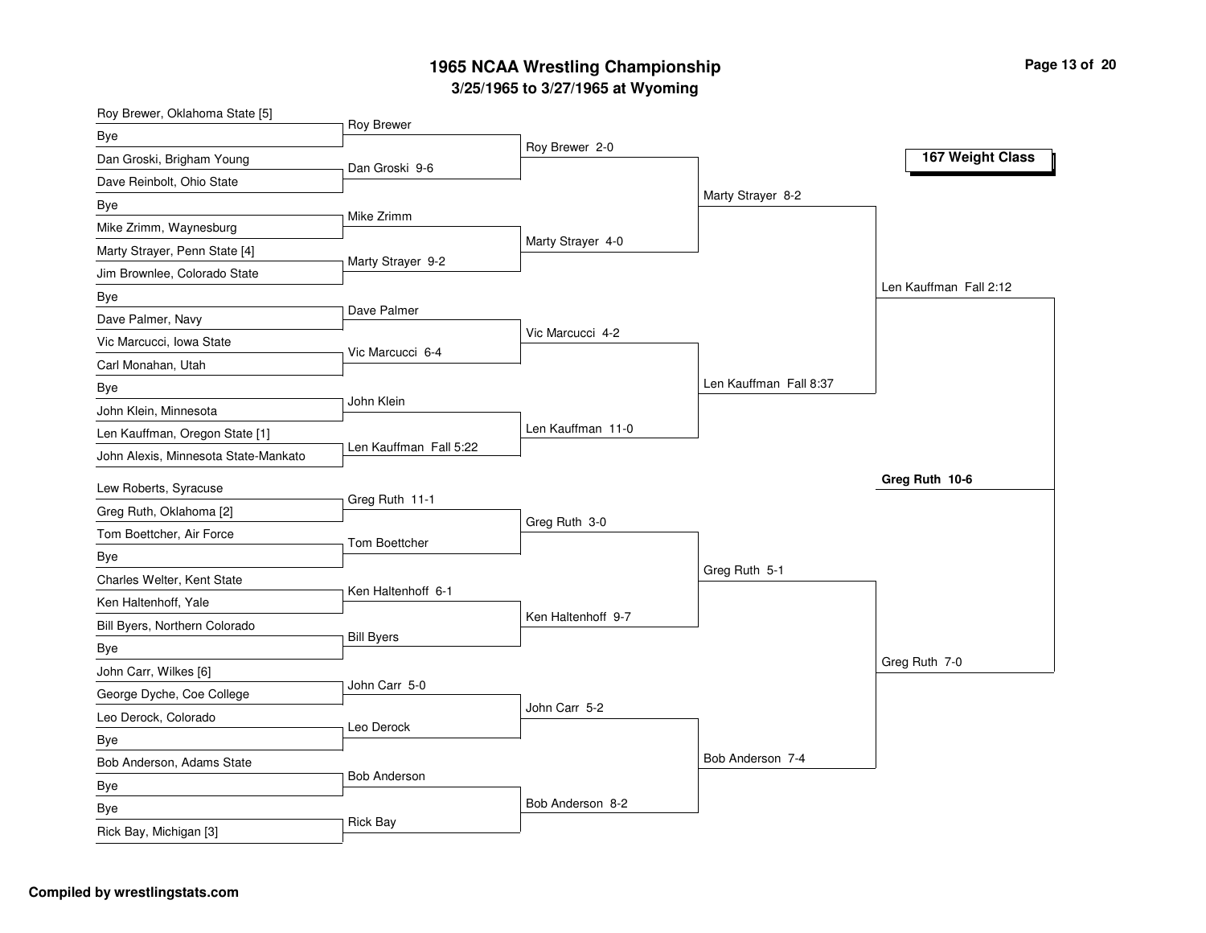# 1965 NCAA Wrestling Championship

## 3/25/1965 to 3/27/1965 at Wyoming

### 167 Weight Class

**First Round**

- Roy Brewer, Oklahoma State [5] vs Bye — Roy Brewer
- Dan Groski, Brigham Young vs Dave Reinbolt, Ohio State — Dan Groski 9-6
- Bye vs Mike Zrimm, Waynesburg — Mike Zrimm
- Marty Strayer, Penn State [4] vs Jim Brownlee, Colorado State — Marty Strayer 9-2
- Bye vs Dave Palmer, Navy — Dave Palmer
- Vic Marcucci, Iowa State vs Carl Monahan, Utah — Vic Marcucci 6-4
- Bye vs John Klein, Minnesota — John Klein
- Len Kauffman, Oregon State [1] vs John Alexis, Minnesota State-Mankato — Len Kauffman Fall 5:22
- Lew Roberts, Syracuse vs Greg Ruth, Oklahoma [2] — Greg Ruth 11-1
- Tom Boettcher, Air Force vs Bye — Tom Boettcher
- Charles Welter, Kent State vs Ken Haltenhoff, Yale — Ken Haltenhoff 6-1
- Bill Byers, Northern Colorado vs Bye — Bill Byers
- John Carr, Wilkes [6] vs George Dyche, Coe College — John Carr 5-0
- Leo Derock, Colorado vs Bye — Leo Derock
- Bob Anderson, Adams State vs Bye — Bob Anderson
- Bye vs Rick Bay, Michigan [3] — Rick Bay

**Second Round**

- Roy Brewer 2-0
- Marty Strayer 4-0
- Vic Marcucci 4-2
- Len Kauffman 11-0
- Greg Ruth 3-0
- Ken Haltenhoff 9-7
- John Carr 5-2
- Bob Anderson 8-2

**Quarterfinals**

- Marty Strayer 8-2
- Len Kauffman Fall 8:37
- Greg Ruth 5-1
- Bob Anderson 7-4

**Semifinals**

- Len Kauffman Fall 2:12
- Greg Ruth 7-0

**Championship**

**Greg Ruth 10-6**

Compiled by wrestlingstats.com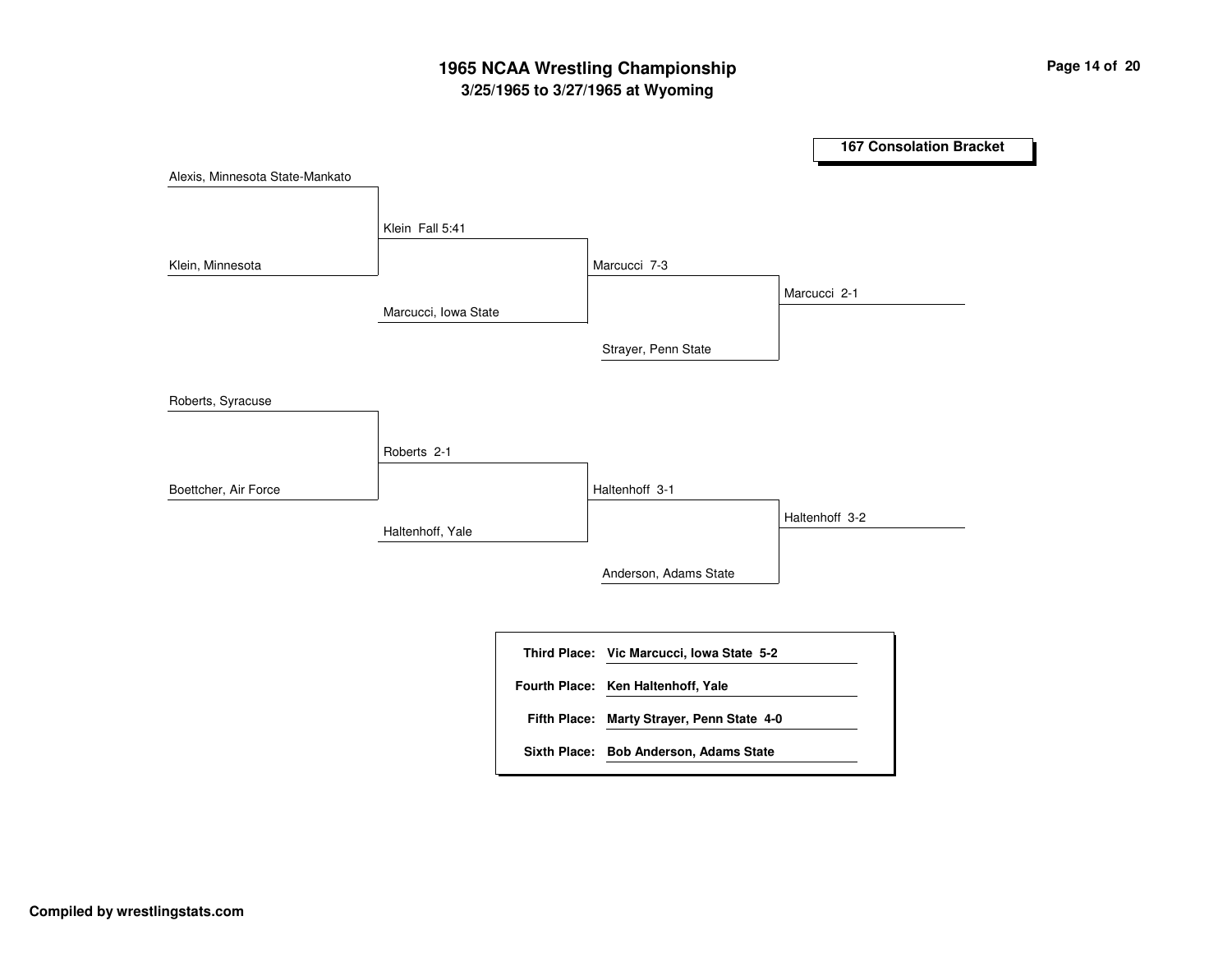# 1965 NCAA Wrestling Championship

## 3/25/1965 to 3/27/1965 at Wyoming

### 167 Consolation Bracket

**Round 1**

- Alexis, Minnesota State-Mankato
- Klein, Minnesota
  - Klein Fall 5:41
- Roberts, Syracuse
- Boettcher, Air Force
  - Roberts 2-1

**Round 2**

- Klein
- Marcucci, Iowa State
  - Marcucci 7-3
- Roberts
- Haltenhoff, Yale
  - Haltenhoff 3-1

**Round 3**

- Marcucci
- Strayer, Penn State
  - Marcucci 2-1
- Haltenhoff
- Anderson, Adams State
  - Haltenhoff 3-2

| | |
|---|---|
| **Third Place:** | **Vic Marcucci, Iowa State 5-2** |
| **Fourth Place:** | **Ken Haltenhoff, Yale** |
| **Fifth Place:** | **Marty Strayer, Penn State 4-0** |
| **Sixth Place:** | **Bob Anderson, Adams State** |

**Compiled by wrestlingstats.com**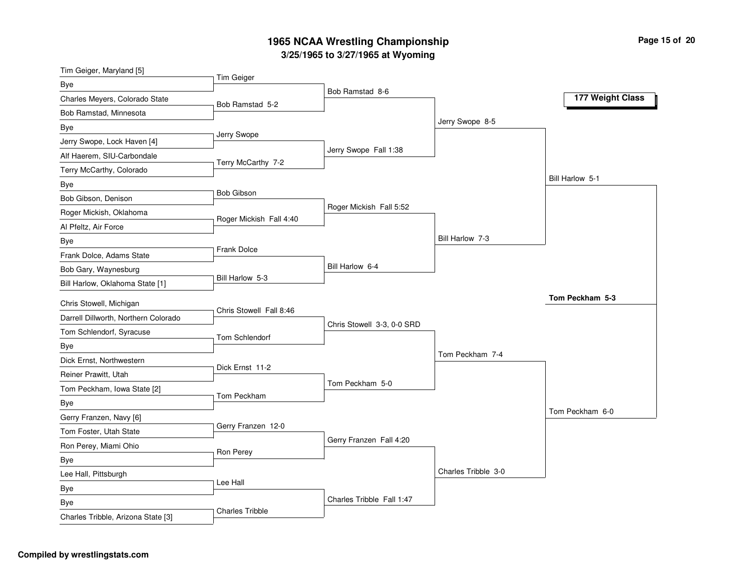# 1965 NCAA Wrestling Championship

## 3/25/1965 to 3/27/1965 at Wyoming

### 177 Weight Class

**First Round**

- Tim Geiger, Maryland [5] vs Bye — Tim Geiger
- Charles Meyers, Colorado State vs Bob Ramstad, Minnesota — Bob Ramstad 5-2
- Bye vs Jerry Swope, Lock Haven [4] — Jerry Swope
- Alf Haerem, SIU-Carbondale vs Terry McCarthy, Colorado — Terry McCarthy 7-2
- Bye vs Bob Gibson, Denison — Bob Gibson
- Roger Mickish, Oklahoma vs Al Pfeltz, Air Force — Roger Mickish Fall 4:40
- Bye vs Frank Dolce, Adams State — Frank Dolce
- Bob Gary, Waynesburg vs Bill Harlow, Oklahoma State [1] — Bill Harlow 5-3
- Chris Stowell, Michigan vs Darrell Dillworth, Northern Colorado — Chris Stowell Fall 8:46
- Tom Schlendorf, Syracuse vs Bye — Tom Schlendorf
- Dick Ernst, Northwestern vs Reiner Prawitt, Utah — Dick Ernst 11-2
- Tom Peckham, Iowa State [2] vs Bye — Tom Peckham
- Gerry Franzen, Navy [6] vs Tom Foster, Utah State — Gerry Franzen 12-0
- Ron Perey, Miami Ohio vs Bye — Ron Perey
- Lee Hall, Pittsburgh vs Bye — Lee Hall
- Bye vs Charles Tribble, Arizona State [3] — Charles Tribble

**Second Round**

- Bob Ramstad 8-6
- Jerry Swope Fall 1:38
- Roger Mickish Fall 5:52
- Bill Harlow 6-4
- Chris Stowell 3-3, 0-0 SRD
- Tom Peckham 5-0
- Gerry Franzen Fall 4:20
- Charles Tribble Fall 1:47

**Quarterfinals**

- Jerry Swope 8-5
- Bill Harlow 7-3
- Tom Peckham 7-4
- Charles Tribble 3-0

**Semifinals**

- Bill Harlow 5-1
- Tom Peckham 6-0

**Final**

- **Tom Peckham 5-3**

**Compiled by wrestlingstats.com**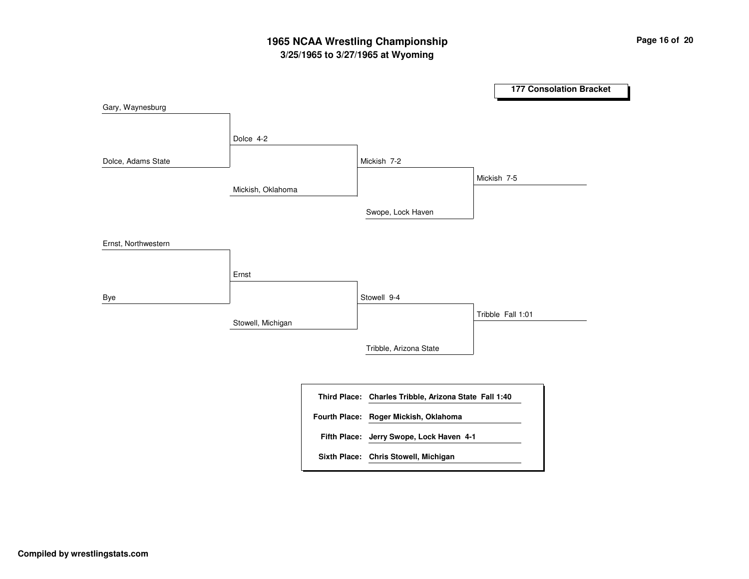# 1965 NCAA Wrestling Championship

## 3/25/1965 to 3/27/1965 at Wyoming

### 177 Consolation Bracket

Gary, Waynesburg

Dolce, Adams State

Dolce 4-2

Mickish, Oklahoma

Mickish 7-2

Swope, Lock Haven

Mickish 7-5

Ernst, Northwestern

Bye

Ernst

Stowell, Michigan

Stowell 9-4

Tribble, Arizona State

Tribble Fall 1:01

| | |
|---|---|
| **Third Place:** | **Charles Tribble, Arizona State Fall 1:40** |
| **Fourth Place:** | **Roger Mickish, Oklahoma** |
| **Fifth Place:** | **Jerry Swope, Lock Haven 4-1** |
| **Sixth Place:** | **Chris Stowell, Michigan** |

**Compiled by wrestlingstats.com**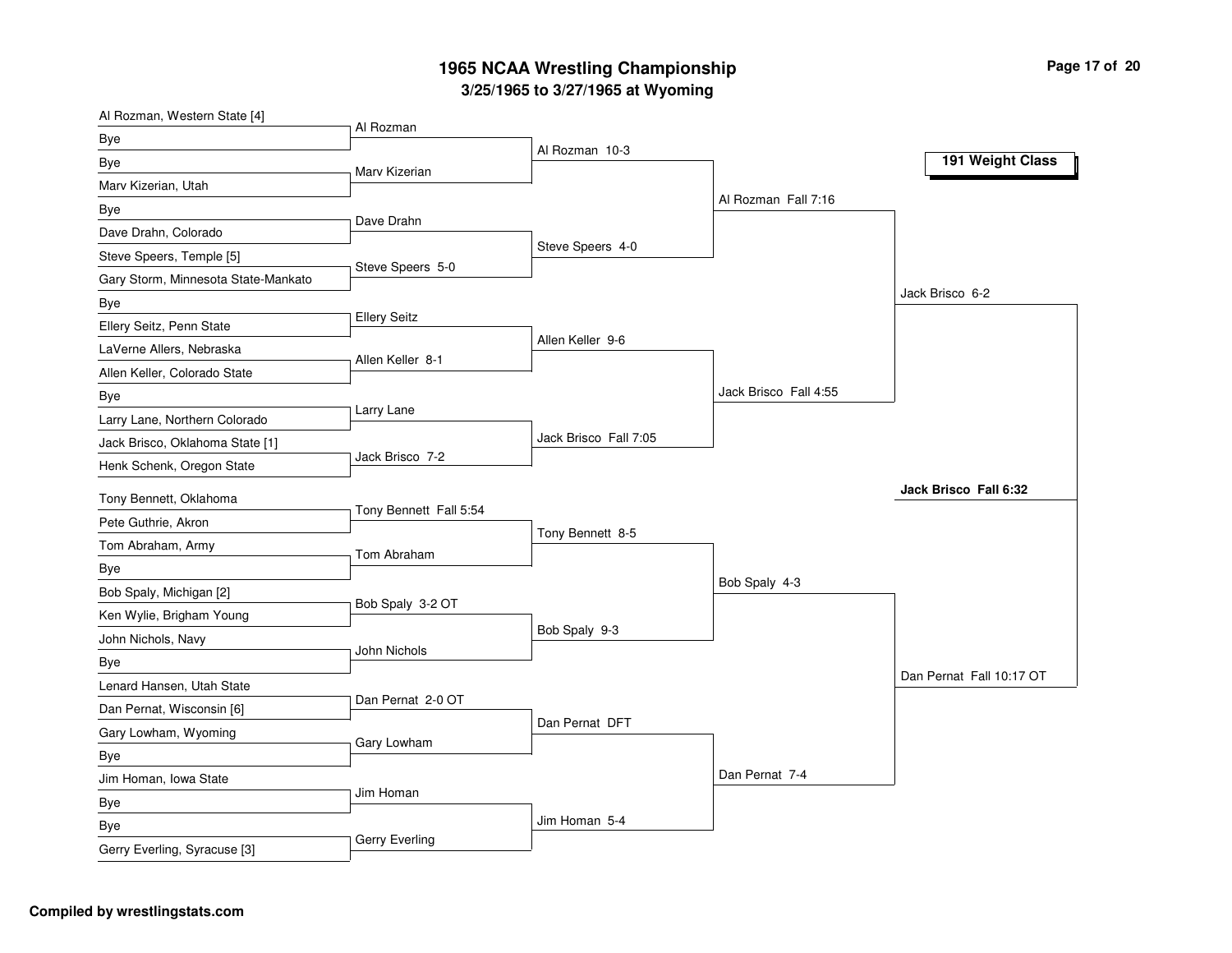# 1965 NCAA Wrestling Championship

## 3/25/1965 to 3/27/1965 at Wyoming

### 191 Weight Class

**First Round**

- Al Rozman, Western State [4] vs Bye — Al Rozman
- Bye vs Marv Kizerian, Utah — Marv Kizerian
- Bye vs Dave Drahn, Colorado — Dave Drahn
- Steve Speers, Temple [5] vs Gary Storm, Minnesota State-Mankato — Steve Speers 5-0
- Bye vs Ellery Seitz, Penn State — Ellery Seitz
- LaVerne Allers, Nebraska vs Allen Keller, Colorado State — Allen Keller 8-1
- Bye vs Larry Lane, Northern Colorado — Larry Lane
- Jack Brisco, Oklahoma State [1] vs Henk Schenk, Oregon State — Jack Brisco 7-2
- Tony Bennett, Oklahoma vs Pete Guthrie, Akron — Tony Bennett Fall 5:54
- Tom Abraham, Army vs Bye — Tom Abraham
- Bob Spaly, Michigan [2] vs Ken Wylie, Brigham Young — Bob Spaly 3-2 OT
- John Nichols, Navy vs Bye — John Nichols
- Lenard Hansen, Utah State vs Dan Pernat, Wisconsin [6] — Dan Pernat 2-0 OT
- Gary Lowham, Wyoming vs Bye — Gary Lowham
- Jim Homan, Iowa State vs Bye — Jim Homan
- Bye vs Gerry Everling, Syracuse [3] — Gerry Everling

**Second Round**

- Al Rozman 10-3
- Steve Speers 4-0
- Allen Keller 9-6
- Jack Brisco Fall 7:05
- Tony Bennett 8-5
- Bob Spaly 9-3
- Dan Pernat DFT
- Jim Homan 5-4

**Quarterfinals**

- Al Rozman Fall 7:16
- Jack Brisco Fall 4:55
- Bob Spaly 4-3
- Dan Pernat 7-4

**Semifinals**

- Jack Brisco 6-2
- Dan Pernat Fall 10:17 OT

**Championship**

- **Jack Brisco Fall 6:32**

Compiled by wrestlingstats.com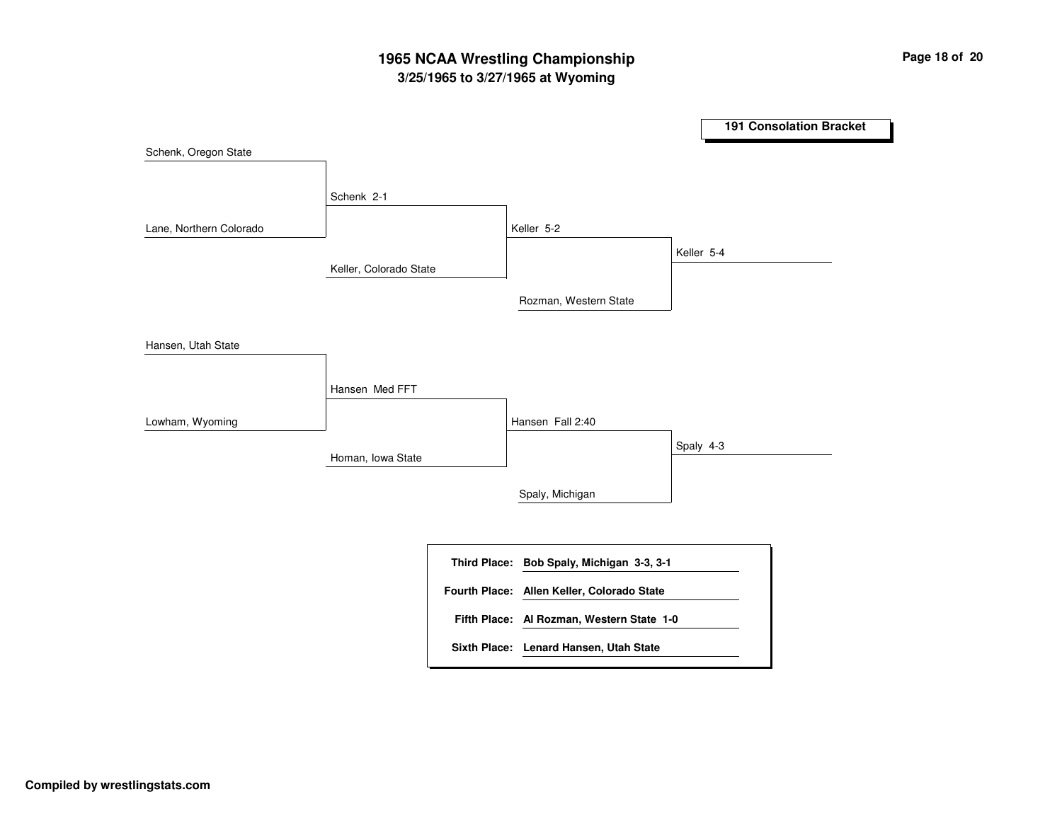# 1965 NCAA Wrestling Championship

## 3/25/1965 to 3/27/1965 at Wyoming

### 191 Consolation Bracket

**Top half**

- Schenk, Oregon State vs. Lane, Northern Colorado → Schenk 2-1
- Schenk vs. Keller, Colorado State → Keller 5-2
- Keller vs. Rozman, Western State → Keller 5-4

**Bottom half**

- Hansen, Utah State vs. Lowham, Wyoming → Hansen Med FFT
- Hansen vs. Homan, Iowa State → Hansen Fall 2:40
- Hansen vs. Spaly, Michigan → Spaly 4-3

| | |
|---|---|
| **Third Place:** | **Bob Spaly, Michigan 3-3, 3-1** |
| **Fourth Place:** | **Allen Keller, Colorado State** |
| **Fifth Place:** | **Al Rozman, Western State 1-0** |
| **Sixth Place:** | **Lenard Hansen, Utah State** |

**Compiled by wrestlingstats.com**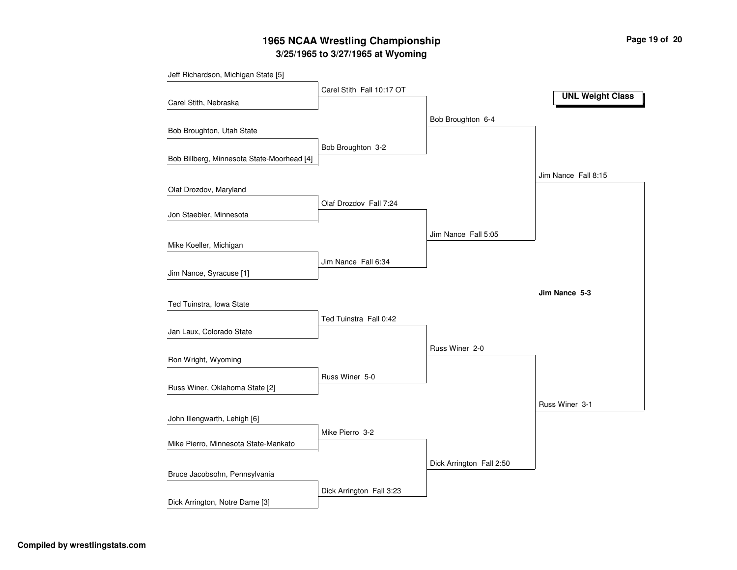# 1965 NCAA Wrestling Championship

## 3/25/1965 to 3/27/1965 at Wyoming

**UNL Weight Class**

### First Round

- Jeff Richardson, Michigan State [5] vs. Carel Stith, Nebraska — Carel Stith Fall 10:17 OT
- Bob Broughton, Utah State vs. Bob Billberg, Minnesota State-Moorhead [4] — Bob Broughton 3-2
- Olaf Drozdov, Maryland vs. Jon Staebler, Minnesota — Olaf Drozdov Fall 7:24
- Mike Koeller, Michigan vs. Jim Nance, Syracuse [1] — Jim Nance Fall 6:34
- Ted Tuinstra, Iowa State vs. Jan Laux, Colorado State — Ted Tuinstra Fall 0:42
- Ron Wright, Wyoming vs. Russ Winer, Oklahoma State [2] — Russ Winer 5-0
- John Illengwarth, Lehigh [6] vs. Mike Pierro, Minnesota State-Mankato — Mike Pierro 3-2
- Bruce Jacobsohn, Pennsylvania vs. Dick Arrington, Notre Dame [3] — Dick Arrington Fall 3:23

### Quarterfinals

- Bob Broughton 6-4
- Jim Nance Fall 5:05
- Russ Winer 2-0
- Dick Arrington Fall 2:50

### Semifinals

- Jim Nance Fall 8:15
- Russ Winer 3-1

### Final

**Jim Nance 5-3**

**Compiled by wrestlingstats.com**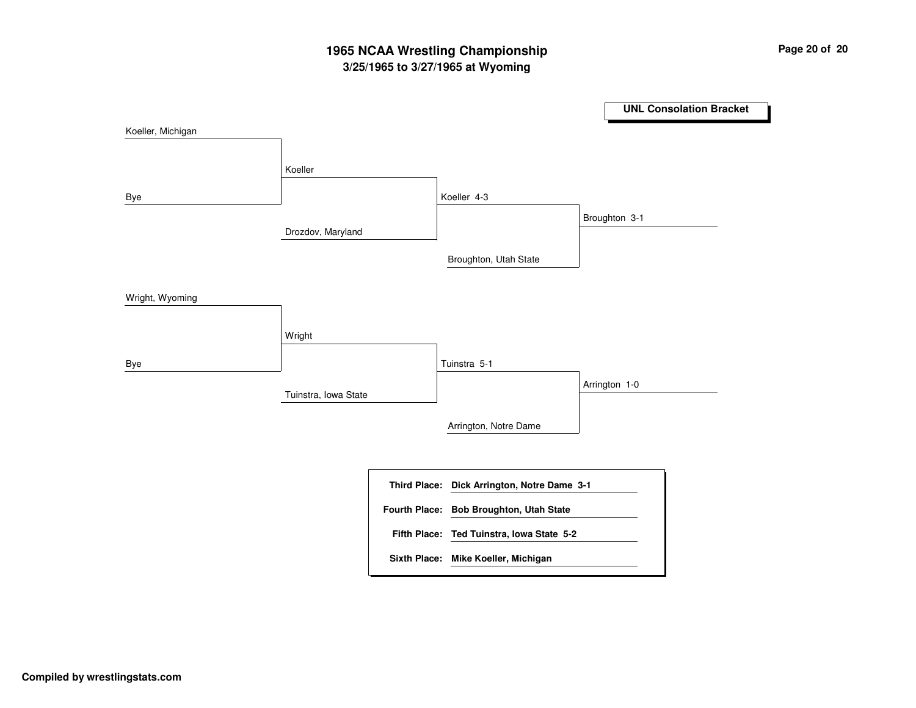# 1965 NCAA Wrestling Championship

### 3/25/1965 to 3/27/1965 at Wyoming

**UNL Consolation Bracket**

Koeller, Michigan

Bye

Koeller

Drozdov, Maryland

Koeller 4-3

Broughton, Utah State

Broughton 3-1

Wright, Wyoming

Bye

Wright

Tuinstra, Iowa State

Tuinstra 5-1

Arrington, Notre Dame

Arrington 1-0

| | |
|---|---|
| **Third Place:** | **Dick Arrington, Notre Dame 3-1** |
| **Fourth Place:** | **Bob Broughton, Utah State** |
| **Fifth Place:** | **Ted Tuinstra, Iowa State 5-2** |
| **Sixth Place:** | **Mike Koeller, Michigan** |

**Compiled by wrestlingstats.com**